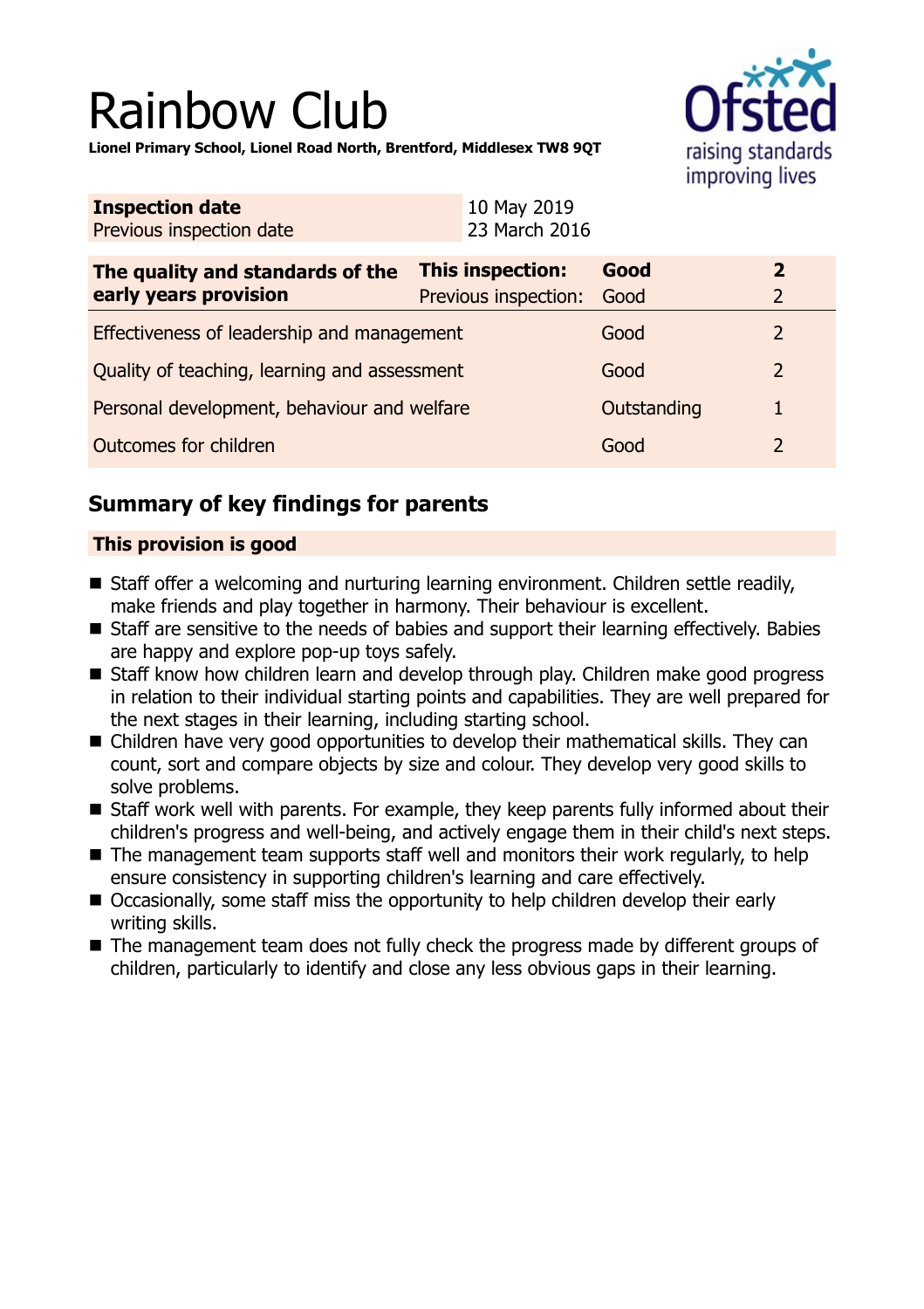# Rainbow Club

**Lionel Primary School, Lionel Road North, Brentford, Middlesex TW8 9QT**

| **Inspection date** | 10 May 2019 |
|---|---|
| Previous inspection date | 23 March 2016 |

| **The quality and standards of the early years provision** | **This inspection:** | **Good** | **2** |
|---|---|---|---|
| | Previous inspection: | Good | 2 |
| Effectiveness of leadership and management | | Good | 2 |
| Quality of teaching, learning and assessment | | Good | 2 |
| Personal development, behaviour and welfare | | Outstanding | 1 |
| Outcomes for children | | Good | 2 |

## Summary of key findings for parents

**This provision is good**

- Staff offer a welcoming and nurturing learning environment. Children settle readily, make friends and play together in harmony. Their behaviour is excellent.
- Staff are sensitive to the needs of babies and support their learning effectively. Babies are happy and explore pop-up toys safely.
- Staff know how children learn and develop through play. Children make good progress in relation to their individual starting points and capabilities. They are well prepared for the next stages in their learning, including starting school.
- Children have very good opportunities to develop their mathematical skills. They can count, sort and compare objects by size and colour. They develop very good skills to solve problems.
- Staff work well with parents. For example, they keep parents fully informed about their children's progress and well-being, and actively engage them in their child's next steps.
- The management team supports staff well and monitors their work regularly, to help ensure consistency in supporting children's learning and care effectively.
- Occasionally, some staff miss the opportunity to help children develop their early writing skills.
- The management team does not fully check the progress made by different groups of children, particularly to identify and close any less obvious gaps in their learning.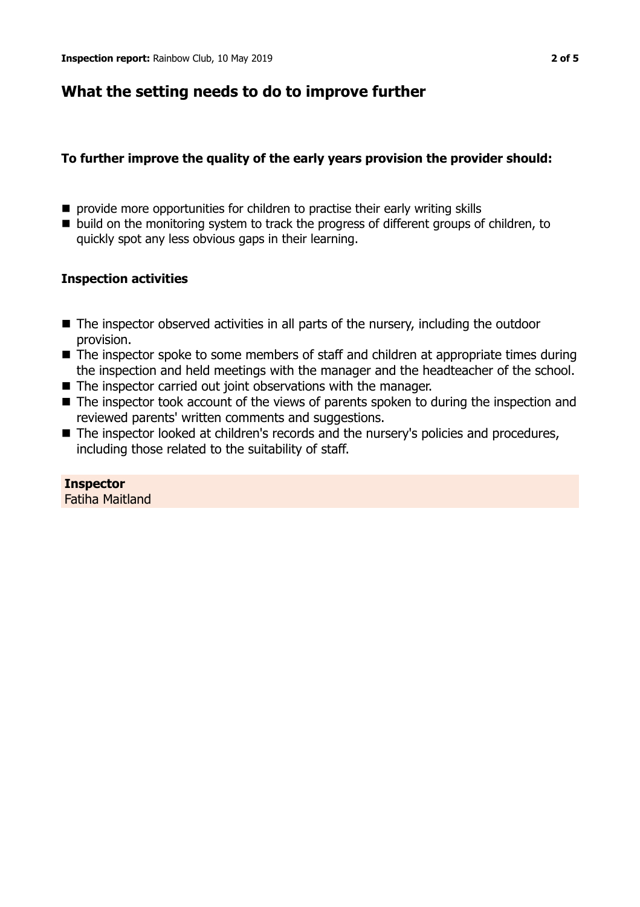## What the setting needs to do to improve further

**To further improve the quality of the early years provision the provider should:**

- provide more opportunities for children to practise their early writing skills
- build on the monitoring system to track the progress of different groups of children, to quickly spot any less obvious gaps in their learning.

### Inspection activities

- The inspector observed activities in all parts of the nursery, including the outdoor provision.
- The inspector spoke to some members of staff and children at appropriate times during the inspection and held meetings with the manager and the headteacher of the school.
- The inspector carried out joint observations with the manager.
- The inspector took account of the views of parents spoken to during the inspection and reviewed parents' written comments and suggestions.
- The inspector looked at children's records and the nursery's policies and procedures, including those related to the suitability of staff.

**Inspector**
Fatiha Maitland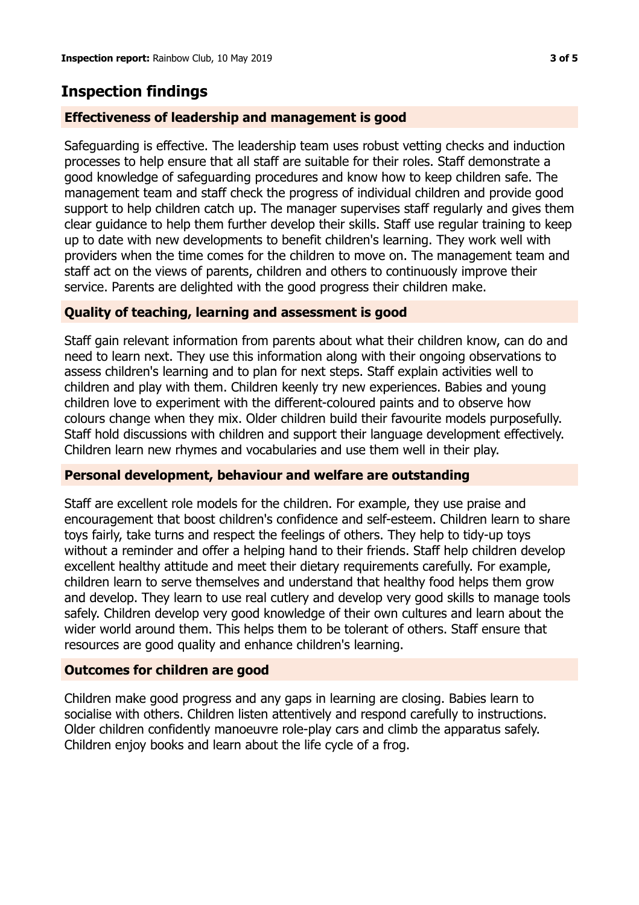## Inspection findings

### Effectiveness of leadership and management is good

Safeguarding is effective. The leadership team uses robust vetting checks and induction processes to help ensure that all staff are suitable for their roles. Staff demonstrate a good knowledge of safeguarding procedures and know how to keep children safe. The management team and staff check the progress of individual children and provide good support to help children catch up. The manager supervises staff regularly and gives them clear guidance to help them further develop their skills. Staff use regular training to keep up to date with new developments to benefit children's learning. They work well with providers when the time comes for the children to move on. The management team and staff act on the views of parents, children and others to continuously improve their service. Parents are delighted with the good progress their children make.

### Quality of teaching, learning and assessment is good

Staff gain relevant information from parents about what their children know, can do and need to learn next. They use this information along with their ongoing observations to assess children's learning and to plan for next steps. Staff explain activities well to children and play with them. Children keenly try new experiences. Babies and young children love to experiment with the different-coloured paints and to observe how colours change when they mix. Older children build their favourite models purposefully. Staff hold discussions with children and support their language development effectively. Children learn new rhymes and vocabularies and use them well in their play.

### Personal development, behaviour and welfare are outstanding

Staff are excellent role models for the children. For example, they use praise and encouragement that boost children's confidence and self-esteem. Children learn to share toys fairly, take turns and respect the feelings of others. They help to tidy-up toys without a reminder and offer a helping hand to their friends. Staff help children develop excellent healthy attitude and meet their dietary requirements carefully. For example, children learn to serve themselves and understand that healthy food helps them grow and develop. They learn to use real cutlery and develop very good skills to manage tools safely. Children develop very good knowledge of their own cultures and learn about the wider world around them. This helps them to be tolerant of others. Staff ensure that resources are good quality and enhance children's learning.

### Outcomes for children are good

Children make good progress and any gaps in learning are closing. Babies learn to socialise with others. Children listen attentively and respond carefully to instructions. Older children confidently manoeuvre role-play cars and climb the apparatus safely. Children enjoy books and learn about the life cycle of a frog.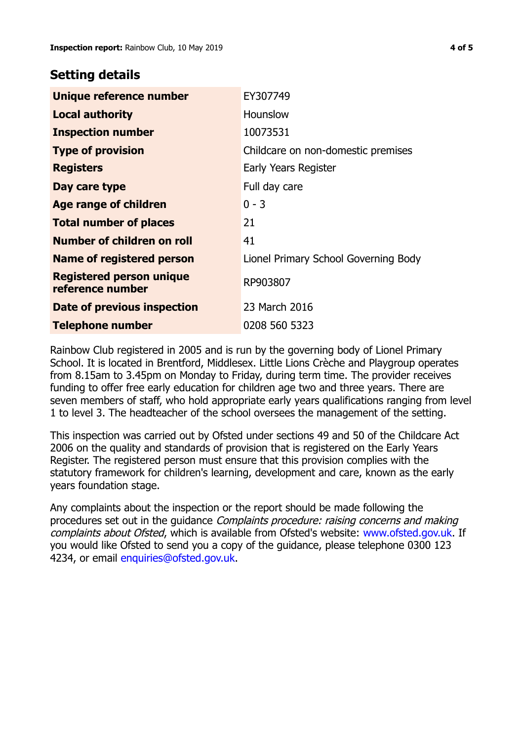## Setting details

| | |
|---|---|
| **Unique reference number** | EY307749 |
| **Local authority** | Hounslow |
| **Inspection number** | 10073531 |
| **Type of provision** | Childcare on non-domestic premises |
| **Registers** | Early Years Register |
| **Day care type** | Full day care |
| **Age range of children** | 0 - 3 |
| **Total number of places** | 21 |
| **Number of children on roll** | 41 |
| **Name of registered person** | Lionel Primary School Governing Body |
| **Registered person unique reference number** | RP903807 |
| **Date of previous inspection** | 23 March 2016 |
| **Telephone number** | 0208 560 5323 |

Rainbow Club registered in 2005 and is run by the governing body of Lionel Primary School. It is located in Brentford, Middlesex. Little Lions Crèche and Playgroup operates from 8.15am to 3.45pm on Monday to Friday, during term time. The provider receives funding to offer free early education for children age two and three years. There are seven members of staff, who hold appropriate early years qualifications ranging from level 1 to level 3. The headteacher of the school oversees the management of the setting.

This inspection was carried out by Ofsted under sections 49 and 50 of the Childcare Act 2006 on the quality and standards of provision that is registered on the Early Years Register. The registered person must ensure that this provision complies with the statutory framework for children's learning, development and care, known as the early years foundation stage.

Any complaints about the inspection or the report should be made following the procedures set out in the guidance *Complaints procedure: raising concerns and making complaints about Ofsted*, which is available from Ofsted's website: www.ofsted.gov.uk. If you would like Ofsted to send you a copy of the guidance, please telephone 0300 123 4234, or email enquiries@ofsted.gov.uk.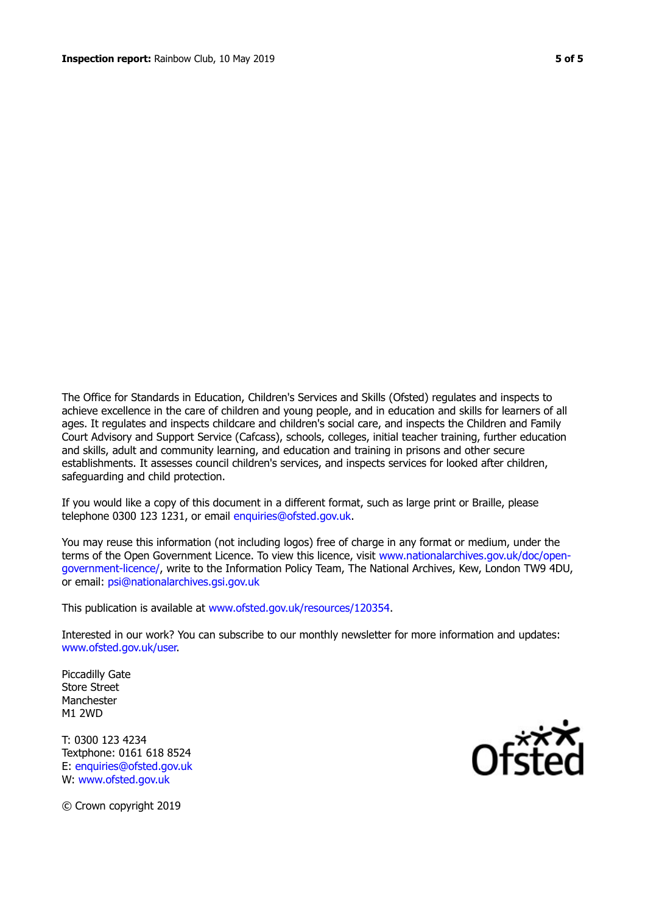The Office for Standards in Education, Children's Services and Skills (Ofsted) regulates and inspects to achieve excellence in the care of children and young people, and in education and skills for learners of all ages. It regulates and inspects childcare and children's social care, and inspects the Children and Family Court Advisory and Support Service (Cafcass), schools, colleges, initial teacher training, further education and skills, adult and community learning, and education and training in prisons and other secure establishments. It assesses council children's services, and inspects services for looked after children, safeguarding and child protection.

If you would like a copy of this document in a different format, such as large print or Braille, please telephone 0300 123 1231, or email enquiries@ofsted.gov.uk.

You may reuse this information (not including logos) free of charge in any format or medium, under the terms of the Open Government Licence. To view this licence, visit www.nationalarchives.gov.uk/doc/open-government-licence/, write to the Information Policy Team, The National Archives, Kew, London TW9 4DU, or email: psi@nationalarchives.gsi.gov.uk

This publication is available at www.ofsted.gov.uk/resources/120354.

Interested in our work? You can subscribe to our monthly newsletter for more information and updates: www.ofsted.gov.uk/user.

Piccadilly Gate
Store Street
Manchester
M1 2WD

T: 0300 123 4234
Textphone: 0161 618 8524
E: enquiries@ofsted.gov.uk
W: www.ofsted.gov.uk

© Crown copyright 2019